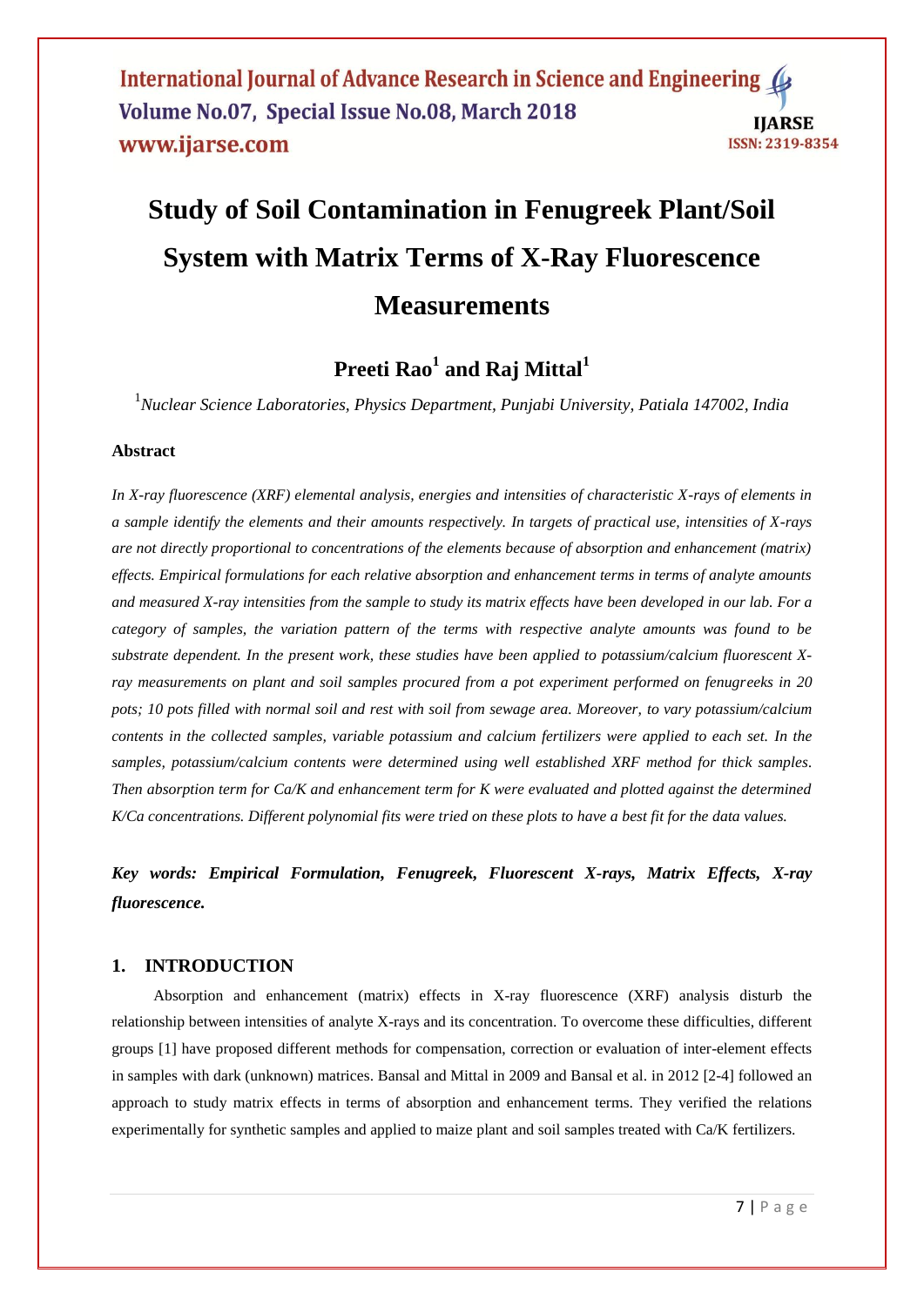# Study of Soil Contamination in Fenugreek Plant/Soil System with Matrix Terms of X-Ray Fluorescence Measurements

## Preeti Rao[1] and Raj Mittal[1]

[1]*Nuclear Science Laboratories, Physics Department, Punjabi University, Patiala 147002, India*

### Abstract

*In X-ray fluorescence (XRF) elemental analysis, energies and intensities of characteristic X-rays of elements in a sample identify the elements and their amounts respectively. In targets of practical use, intensities of X-rays are not directly proportional to concentrations of the elements because of absorption and enhancement (matrix) effects. Empirical formulations for each relative absorption and enhancement terms in terms of analyte amounts and measured X-ray intensities from the sample to study its matrix effects have been developed in our lab. For a category of samples, the variation pattern of the terms with respective analyte amounts was found to be substrate dependent. In the present work, these studies have been applied to potassium/calcium fluorescent X-ray measurements on plant and soil samples procured from a pot experiment performed on fenugreeks in 20 pots; 10 pots filled with normal soil and rest with soil from sewage area. Moreover, to vary potassium/calcium contents in the collected samples, variable potassium and calcium fertilizers were applied to each set. In the samples, potassium/calcium contents were determined using well established XRF method for thick samples. Then absorption term for Ca/K and enhancement term for K were evaluated and plotted against the determined K/Ca concentrations. Different polynomial fits were tried on these plots to have a best fit for the data values.*

***Key words: Empirical Formulation, Fenugreek, Fluorescent X-rays, Matrix Effects, X-ray fluorescence.***

## 1. INTRODUCTION

Absorption and enhancement (matrix) effects in X-ray fluorescence (XRF) analysis disturb the relationship between intensities of analyte X-rays and its concentration. To overcome these difficulties, different groups [1] have proposed different methods for compensation, correction or evaluation of inter-element effects in samples with dark (unknown) matrices. Bansal and Mittal in 2009 and Bansal et al. in 2012 [2-4] followed an approach to study matrix effects in terms of absorption and enhancement terms. They verified the relations experimentally for synthetic samples and applied to maize plant and soil samples treated with Ca/K fertilizers.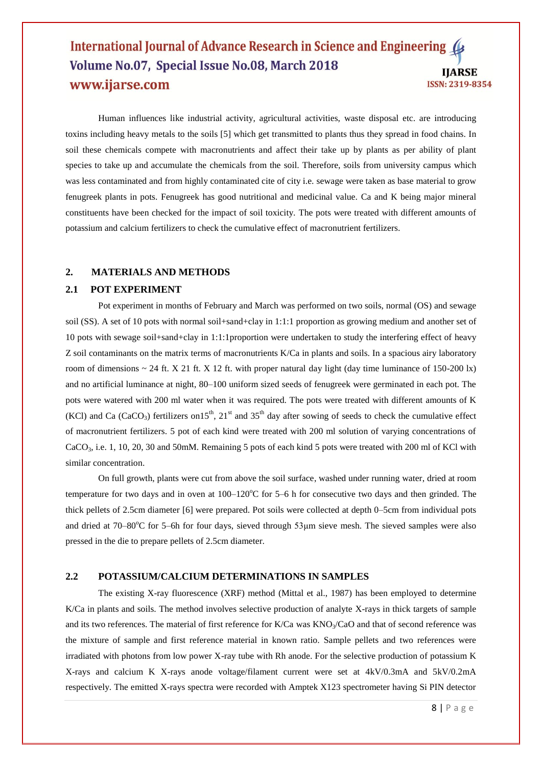Human influences like industrial activity, agricultural activities, waste disposal etc. are introducing toxins including heavy metals to the soils [5] which get transmitted to plants thus they spread in food chains. In soil these chemicals compete with macronutrients and affect their take up by plants as per ability of plant species to take up and accumulate the chemicals from the soil. Therefore, soils from university campus which was less contaminated and from highly contaminated cite of city i.e. sewage were taken as base material to grow fenugreek plants in pots. Fenugreek has good nutritional and medicinal value. Ca and K being major mineral constituents have been checked for the impact of soil toxicity. The pots were treated with different amounts of potassium and calcium fertilizers to check the cumulative effect of macronutrient fertilizers.

## 2. MATERIALS AND METHODS

### 2.1 POT EXPERIMENT

Pot experiment in months of February and March was performed on two soils, normal (OS) and sewage soil (SS). A set of 10 pots with normal soil+sand+clay in 1:1:1 proportion as growing medium and another set of 10 pots with sewage soil+sand+clay in 1:1:1proportion were undertaken to study the interfering effect of heavy Z soil contaminants on the matrix terms of macronutrients K/Ca in plants and soils. In a spacious airy laboratory room of dimensions ~ 24 ft. X 21 ft. X 12 ft. with proper natural day light (day time luminance of 150-200 lx) and no artificial luminance at night, 80–100 uniform sized seeds of fenugreek were germinated in each pot. The pots were watered with 200 ml water when it was required. The pots were treated with different amounts of K (KCl) and Ca ($CaCO_3$) fertilizers on15$^{th}$, 21$^{st}$ and 35$^{th}$ day after sowing of seeds to check the cumulative effect of macronutrient fertilizers. 5 pot of each kind were treated with 200 ml solution of varying concentrations of $CaCO_3$, i.e. 1, 10, 20, 30 and 50mM. Remaining 5 pots of each kind 5 pots were treated with 200 ml of KCl with similar concentration.

On full growth, plants were cut from above the soil surface, washed under running water, dried at room temperature for two days and in oven at 100–120$^{o}$C for 5–6 h for consecutive two days and then grinded. The thick pellets of 2.5cm diameter [6] were prepared. Pot soils were collected at depth 0–5cm from individual pots and dried at 70–80$^{o}$C for 5–6h for four days, sieved through 53μm sieve mesh. The sieved samples were also pressed in the die to prepare pellets of 2.5cm diameter.

### 2.2 POTASSIUM/CALCIUM DETERMINATIONS IN SAMPLES

The existing X-ray fluorescence (XRF) method (Mittal et al., 1987) has been employed to determine K/Ca in plants and soils. The method involves selective production of analyte X-rays in thick targets of sample and its two references. The material of first reference for K/Ca was $KNO_3$/CaO and that of second reference was the mixture of sample and first reference material in known ratio. Sample pellets and two references were irradiated with photons from low power X-ray tube with Rh anode. For the selective production of potassium K X-rays and calcium K X-rays anode voltage/filament current were set at 4kV/0.3mA and 5kV/0.2mA respectively. The emitted X-rays spectra were recorded with Amptek X123 spectrometer having Si PIN detector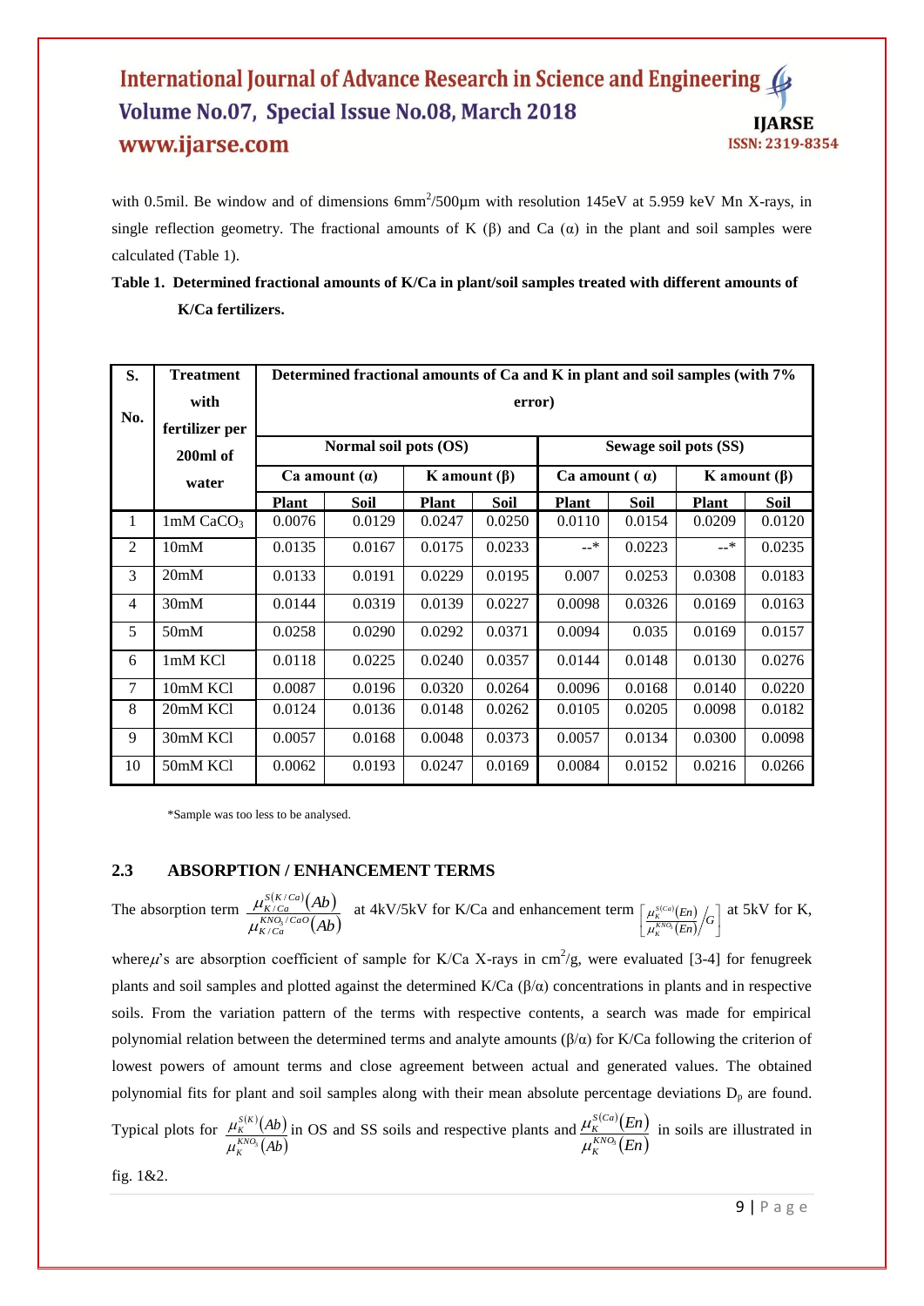with 0.5mil. Be window and of dimensions $6mm^2/500\mu m$ with resolution 145eV at 5.959 keV Mn X-rays, in single reflection geometry. The fractional amounts of K (β) and Ca (α) in the plant and soil samples were calculated (Table 1).

**Table 1. Determined fractional amounts of K/Ca in plant/soil samples treated with different amounts of K/Ca fertilizers.**

| S. No. | Treatment with fertilizer per 200ml of water | Determined fractional amounts of Ca and K in plant and soil samples (with 7% error) | | | | | | | |
|---|---|---|---|---|---|---|---|---|---|
| | | Normal soil pots (OS) | | | | Sewage soil pots (SS) | | | |
| | | Ca amount (α) | | K amount (β) | | Ca amount (α) | | K amount (β) | |
| | | Plant | Soil | Plant | Soil | Plant | Soil | Plant | Soil |
| 1 | 1mM $CaCO_3$ | 0.0076 | 0.0129 | 0.0247 | 0.0250 | 0.0110 | 0.0154 | 0.0209 | 0.0120 |
| 2 | 10mM | 0.0135 | 0.0167 | 0.0175 | 0.0233 | --* | 0.0223 | --* | 0.0235 |
| 3 | 20mM | 0.0133 | 0.0191 | 0.0229 | 0.0195 | 0.007 | 0.0253 | 0.0308 | 0.0183 |
| 4 | 30mM | 0.0144 | 0.0319 | 0.0139 | 0.0227 | 0.0098 | 0.0326 | 0.0169 | 0.0163 |
| 5 | 50mM | 0.0258 | 0.0290 | 0.0292 | 0.0371 | 0.0094 | 0.035 | 0.0169 | 0.0157 |
| 6 | 1mM KCl | 0.0118 | 0.0225 | 0.0240 | 0.0357 | 0.0144 | 0.0148 | 0.0130 | 0.0276 |
| 7 | 10mM KCl | 0.0087 | 0.0196 | 0.0320 | 0.0264 | 0.0096 | 0.0168 | 0.0140 | 0.0220 |
| 8 | 20mM KCl | 0.0124 | 0.0136 | 0.0148 | 0.0262 | 0.0105 | 0.0205 | 0.0098 | 0.0182 |
| 9 | 30mM KCl | 0.0057 | 0.0168 | 0.0048 | 0.0373 | 0.0057 | 0.0134 | 0.0300 | 0.0098 |
| 10 | 50mM KCl | 0.0062 | 0.0193 | 0.0247 | 0.0169 | 0.0084 | 0.0152 | 0.0216 | 0.0266 |

*Sample was too less to be analysed.

## 2.3 ABSORPTION / ENHANCEMENT TERMS

The absorption term $\frac{\mu_{K/Ca}^{S(K/Ca)}(Ab)}{\mu_{K/Ca}^{KNO_3/CaO}(Ab)}$ at 4kV/5kV for K/Ca and enhancement term $\left[\frac{\mu_K^{S(Ca)}(En)}{\mu_K^{KNO_3}(En)}\Big/G\right]$ at 5kV for K, where $\mu$'s are absorption coefficient of sample for K/Ca X-rays in $cm^2/g$, were evaluated [3-4] for fenugreek plants and soil samples and plotted against the determined K/Ca (β/α) concentrations in plants and in respective soils. From the variation pattern of the terms with respective contents, a search was made for empirical polynomial relation between the determined terms and analyte amounts (β/α) for K/Ca following the criterion of lowest powers of amount terms and close agreement between actual and generated values. The obtained polynomial fits for plant and soil samples along with their mean absolute percentage deviations $D_p$ are found. Typical plots for $\frac{\mu_K^{S(K)}(Ab)}{\mu_K^{KNO_3}(Ab)}$ in OS and SS soils and respective plants and $\frac{\mu_K^{S(Ca)}(En)}{\mu_K^{KNO_3}(En)}$ in soils are illustrated in fig. 1&2.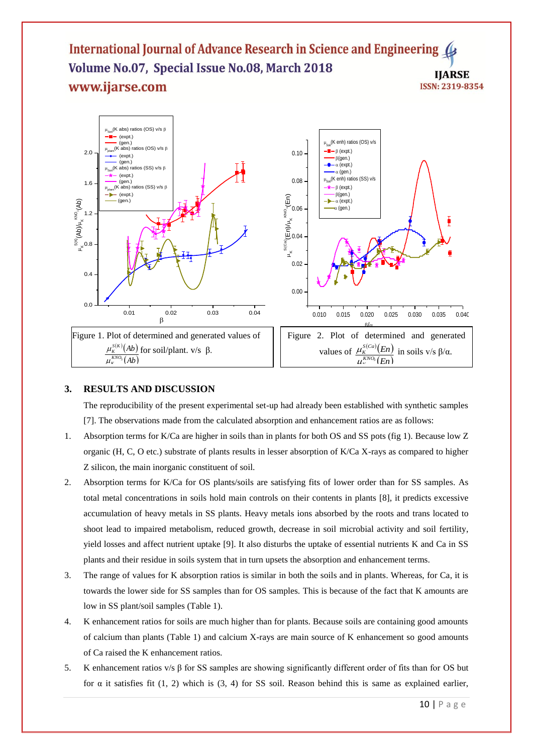Figure 1. Plot of determined and generated values of $\frac{\mu_K^{S(K)}(Ab)}{\mu_K^{KNO_3}(Ab)}$ for soil/plant. v/s β.

Figure 2. Plot of determined and generated values of $\frac{\mu_K^{S(Ca)}(En)}{\mu_K^{KNO_3}(En)}$ in soils v/s β/α.

## 3. RESULTS AND DISCUSSION

The reproducibility of the present experimental set-up had already been established with synthetic samples [7]. The observations made from the calculated absorption and enhancement ratios are as follows:

1. Absorption terms for K/Ca are higher in soils than in plants for both OS and SS pots (fig 1). Because low Z organic (H, C, O etc.) substrate of plants results in lesser absorption of K/Ca X-rays as compared to higher Z silicon, the main inorganic constituent of soil.
2. Absorption terms for K/Ca for OS plants/soils are satisfying fits of lower order than for SS samples. As total metal concentrations in soils hold main controls on their contents in plants [8], it predicts excessive accumulation of heavy metals in SS plants. Heavy metals ions absorbed by the roots and trans located to shoot lead to impaired metabolism, reduced growth, decrease in soil microbial activity and soil fertility, yield losses and affect nutrient uptake [9]. It also disturbs the uptake of essential nutrients K and Ca in SS plants and their residue in soils system that in turn upsets the absorption and enhancement terms.
3. The range of values for K absorption ratios is similar in both the soils and in plants. Whereas, for Ca, it is towards the lower side for SS samples than for OS samples. This is because of the fact that K amounts are low in SS plant/soil samples (Table 1).
4. K enhancement ratios for soils are much higher than for plants. Because soils are containing good amounts of calcium than plants (Table 1) and calcium X-rays are main source of K enhancement so good amounts of Ca raised the K enhancement ratios.
5. K enhancement ratios v/s β for SS samples are showing significantly different order of fits than for OS but for α it satisfies fit (1, 2) which is (3, 4) for SS soil. Reason behind this is same as explained earlier,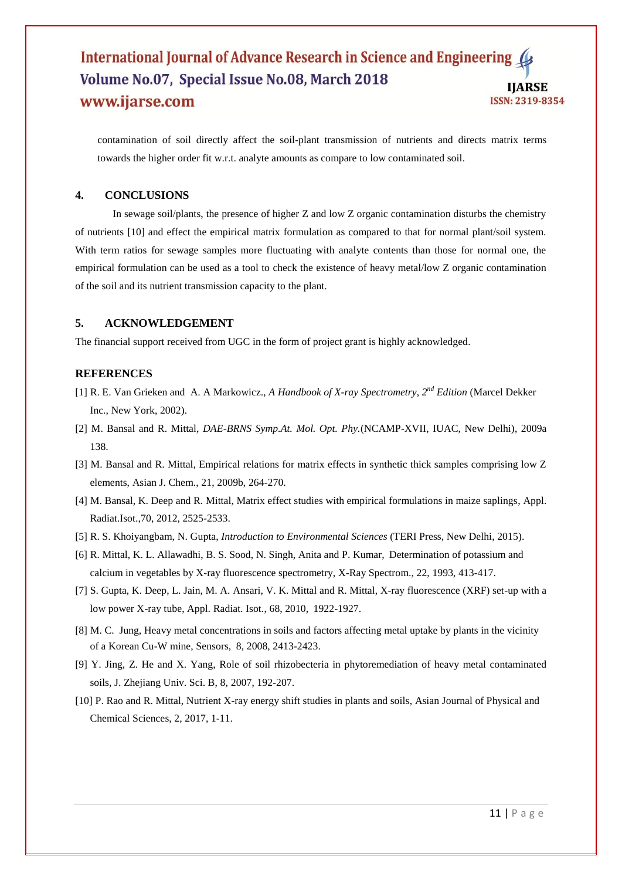contamination of soil directly affect the soil-plant transmission of nutrients and directs matrix terms towards the higher order fit w.r.t. analyte amounts as compare to low contaminated soil.

## 4. CONCLUSIONS

In sewage soil/plants, the presence of higher Z and low Z organic contamination disturbs the chemistry of nutrients [10] and effect the empirical matrix formulation as compared to that for normal plant/soil system. With term ratios for sewage samples more fluctuating with analyte contents than those for normal one, the empirical formulation can be used as a tool to check the existence of heavy metal/low Z organic contamination of the soil and its nutrient transmission capacity to the plant.

## 5. ACKNOWLEDGEMENT

The financial support received from UGC in the form of project grant is highly acknowledged.

## REFERENCES

[1] R. E. Van Grieken and A. A Markowicz., *A Handbook of X-ray Spectrometry, 2nd Edition* (Marcel Dekker Inc., New York, 2002).

[2] M. Bansal and R. Mittal, *DAE-BRNS Symp.At. Mol. Opt. Phy.*(NCAMP-XVII, IUAC, New Delhi), 2009a 138.

[3] M. Bansal and R. Mittal, Empirical relations for matrix effects in synthetic thick samples comprising low Z elements, Asian J. Chem., 21, 2009b, 264-270.

[4] M. Bansal, K. Deep and R. Mittal, Matrix effect studies with empirical formulations in maize saplings, Appl. Radiat.Isot.,70, 2012, 2525-2533.

[5] R. S. Khoiyangbam, N. Gupta, *Introduction to Environmental Sciences* (TERI Press, New Delhi, 2015).

[6] R. Mittal, K. L. Allawadhi, B. S. Sood, N. Singh, Anita and P. Kumar, Determination of potassium and calcium in vegetables by X-ray fluorescence spectrometry, X-Ray Spectrom., 22, 1993, 413-417.

[7] S. Gupta, K. Deep, L. Jain, M. A. Ansari, V. K. Mittal and R. Mittal, X-ray fluorescence (XRF) set-up with a low power X-ray tube, Appl. Radiat. Isot., 68, 2010, 1922-1927.

[8] M. C. Jung, Heavy metal concentrations in soils and factors affecting metal uptake by plants in the vicinity of a Korean Cu-W mine, Sensors, 8, 2008, 2413-2423.

[9] Y. Jing, Z. He and X. Yang, Role of soil rhizobecteria in phytoremediation of heavy metal contaminated soils, J. Zhejiang Univ. Sci. B, 8, 2007, 192-207.

[10] P. Rao and R. Mittal, Nutrient X-ray energy shift studies in plants and soils, Asian Journal of Physical and Chemical Sciences, 2, 2017, 1-11.